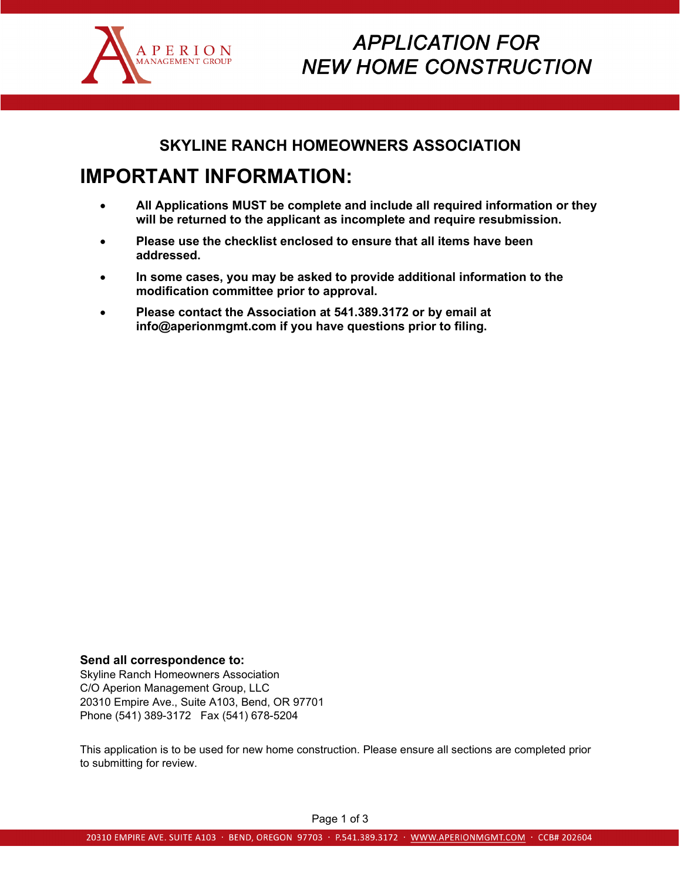APERION MANAGEMENT GROUP

# APPLICATION FOR NEW HOME CONSTRUCTION

## SKYLINE RANCH HOMEOWNERS ASSOCIATION

# IMPORTANT INFORMATION:

- **All Applications MUST be complete and include all required information or they will be returned to the applicant as incomplete and require resubmission.**
- **Please use the checklist enclosed to ensure that all items have been addressed.**
- **In some cases, you may be asked to provide additional information to the modification committee prior to approval.**
- **Please contact the Association at 541.389.3172 or by email at info@aperionmgmt.com if you have questions prior to filing.**

**Send all correspondence to:**
Skyline Ranch Homeowners Association
C/O Aperion Management Group, LLC
20310 Empire Ave., Suite A103, Bend, OR 97701
Phone (541) 389-3172 Fax (541) 678-5204

This application is to be used for new home construction. Please ensure all sections are completed prior to submitting for review.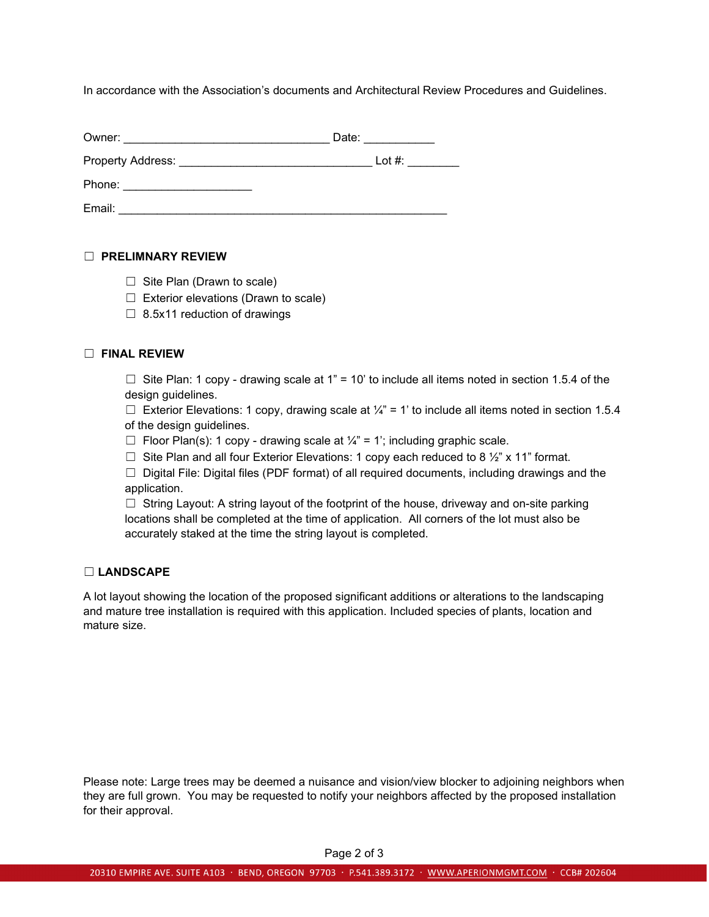In accordance with the Association's documents and Architectural Review Procedures and Guidelines.

Owner: \_\_\_\_\_\_\_\_\_\_\_\_\_\_\_\_\_\_\_\_\_\_\_\_\_\_\_\_\_\_\_\_ Date: \_\_\_\_\_\_\_\_\_\_\_

Property Address: \_\_\_\_\_\_\_\_\_\_\_\_\_\_\_\_\_\_\_\_\_\_\_\_\_\_\_\_\_\_ Lot #: \_\_\_\_\_\_\_\_

Phone: \_\_\_\_\_\_\_\_\_\_\_\_\_\_\_\_\_\_\_\_

Email: \_\_\_\_\_\_\_\_\_\_\_\_\_\_\_\_\_\_\_\_\_\_\_\_\_\_\_\_\_\_\_\_\_\_\_\_\_\_\_\_\_\_\_\_\_\_\_\_\_\_\_

☐ **PRELIMNARY REVIEW**

- ☐ Site Plan (Drawn to scale)
- ☐ Exterior elevations (Drawn to scale)
- ☐ 8.5x11 reduction of drawings

☐ **FINAL REVIEW**

- ☐ Site Plan: 1 copy - drawing scale at 1" = 10' to include all items noted in section 1.5.4 of the design guidelines.
- ☐ Exterior Elevations: 1 copy, drawing scale at ¼" = 1' to include all items noted in section 1.5.4 of the design guidelines.
- ☐ Floor Plan(s): 1 copy - drawing scale at ¼" = 1'; including graphic scale.
- ☐ Site Plan and all four Exterior Elevations: 1 copy each reduced to 8 ½" x 11" format.
- ☐ Digital File: Digital files (PDF format) of all required documents, including drawings and the application.
- ☐ String Layout: A string layout of the footprint of the house, driveway and on-site parking locations shall be completed at the time of application. All corners of the lot must also be accurately staked at the time the string layout is completed.

☐ **LANDSCAPE**

A lot layout showing the location of the proposed significant additions or alterations to the landscaping and mature tree installation is required with this application. Included species of plants, location and mature size.

Please note: Large trees may be deemed a nuisance and vision/view blocker to adjoining neighbors when they are full grown. You may be requested to notify your neighbors affected by the proposed installation for their approval.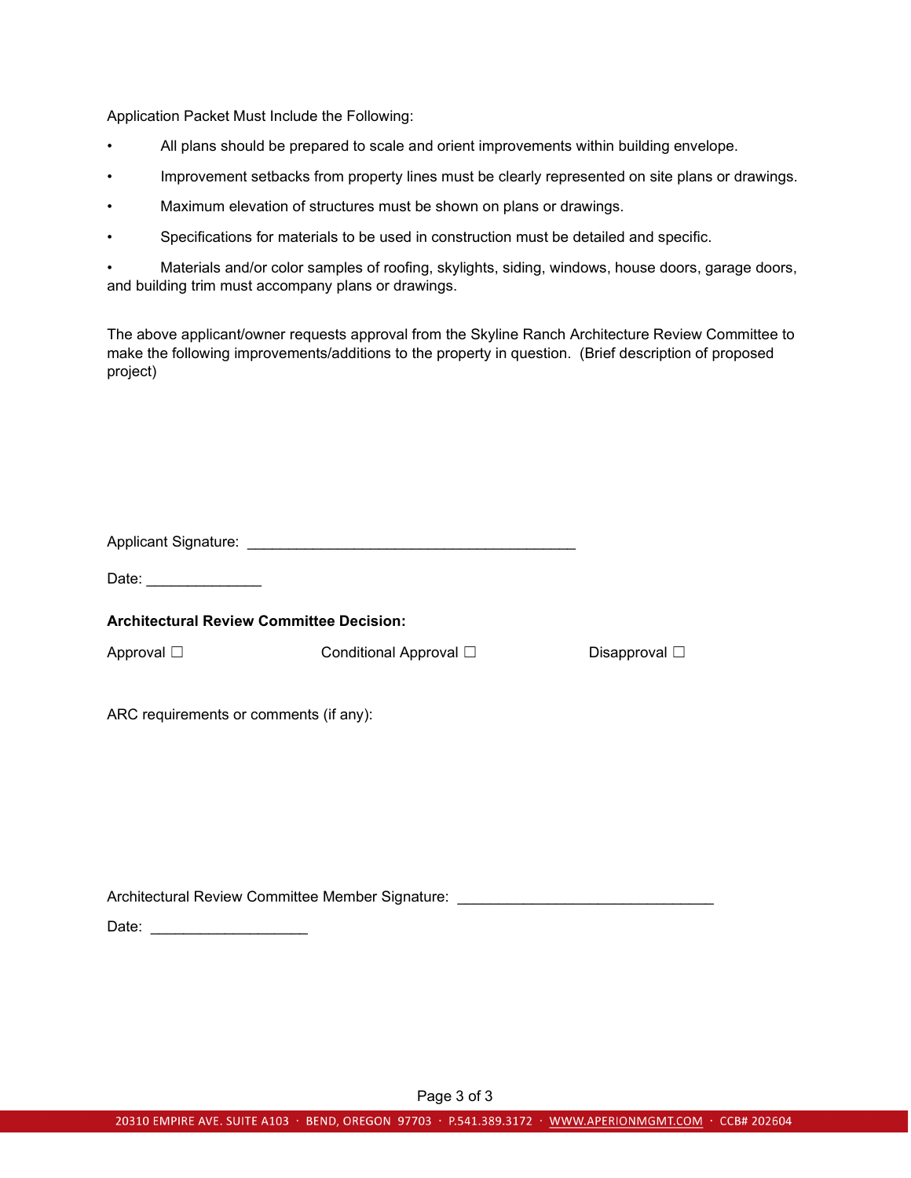Application Packet Must Include the Following:

- All plans should be prepared to scale and orient improvements within building envelope.
- Improvement setbacks from property lines must be clearly represented on site plans or drawings.
- Maximum elevation of structures must be shown on plans or drawings.
- Specifications for materials to be used in construction must be detailed and specific.
- Materials and/or color samples of roofing, skylights, siding, windows, house doors, garage doors, and building trim must accompany plans or drawings.

The above applicant/owner requests approval from the Skyline Ranch Architecture Review Committee to make the following improvements/additions to the property in question. (Brief description of proposed project)

Applicant Signature: ________________________________________

Date: ______________

**Architectural Review Committee Decision:**

Approval ☐ Conditional Approval ☐ Disapproval ☐

ARC requirements or comments (if any):

Architectural Review Committee Member Signature: _______________________________

Date: ___________________

20310 EMPIRE AVE. SUITE A103 · BEND, OREGON 97703 · P.541.389.3172 · WWW.APERIONMGMT.COM · CCB# 202604